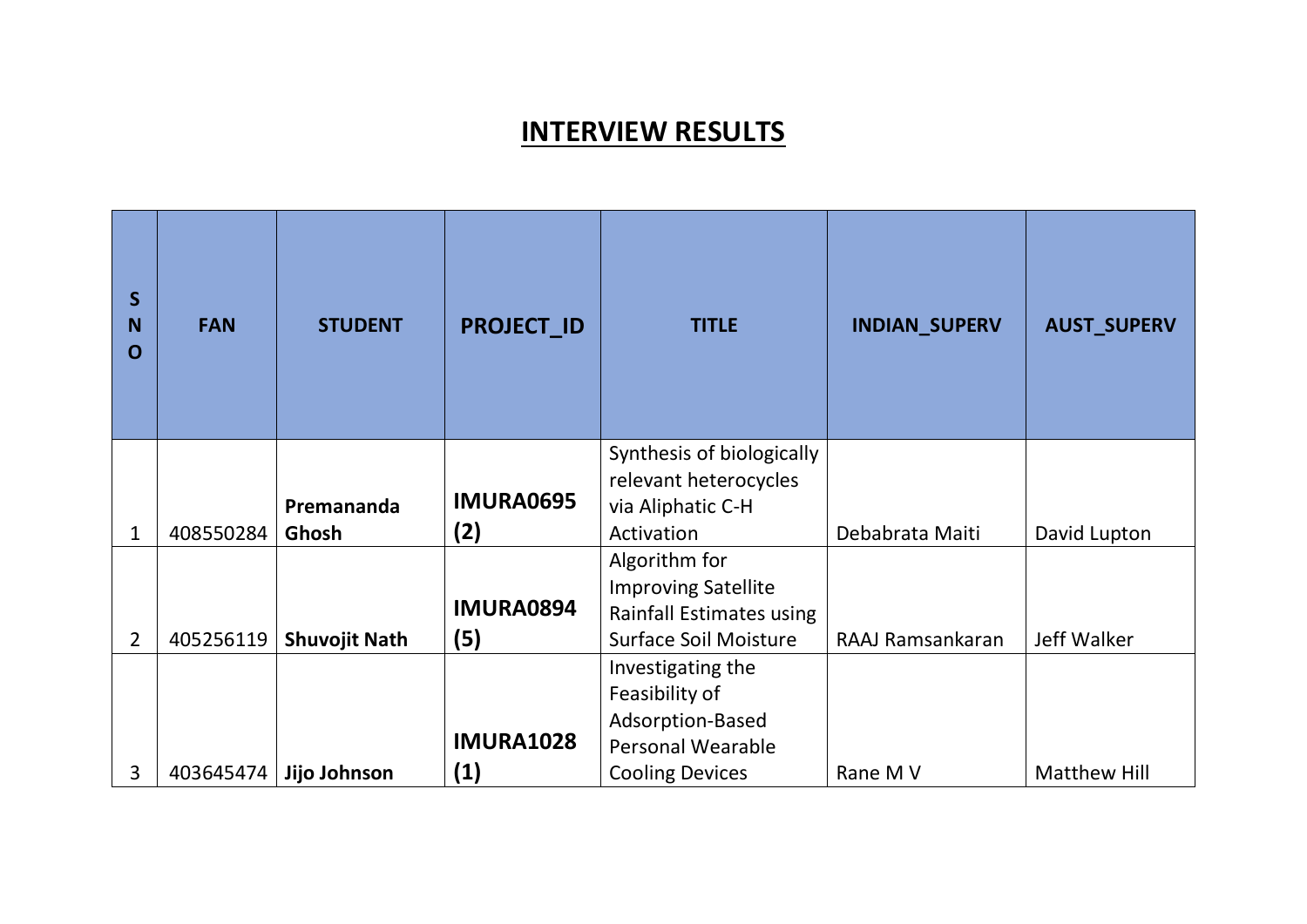# INTERVIEW RESULTS

| S NO | FAN | STUDENT | PROJECT_ID | TITLE | INDIAN_SUPERV | AUST_SUPERV |
|---|---|---|---|---|---|---|
| 1 | 408550284 | **Premananda Ghosh** | **IMURA0695 (2)** | Synthesis of biologically relevant heterocycles via Aliphatic C-H Activation | Debabrata Maiti | David Lupton |
| 2 | 405256119 | **Shuvojit Nath** | **IMURA0894 (5)** | Algorithm for Improving Satellite Rainfall Estimates using Surface Soil Moisture | RAAJ Ramsankaran | Jeff Walker |
| 3 | 403645474 | **Jijo Johnson** | **IMURA1028 (1)** | Investigating the Feasibility of Adsorption-Based Personal Wearable Cooling Devices | Rane M V | Matthew Hill |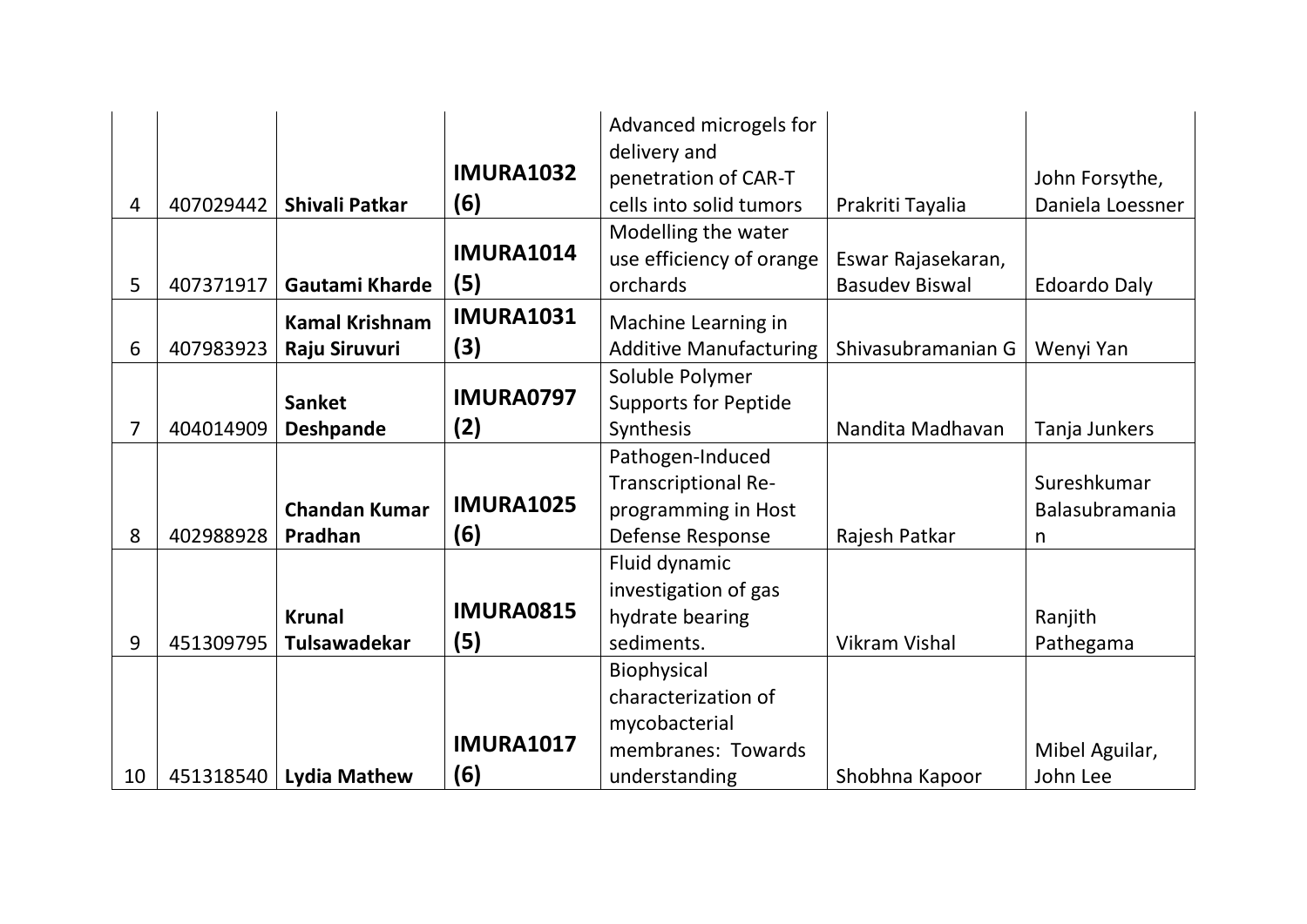| | | | | | | |
|---|---|---|---|---|---|---|
| 4 | 407029442 | **Shivali Patkar** | **IMURA1032 (6)** | Advanced microgels for delivery and penetration of CAR-T cells into solid tumors | Prakriti Tayalia | John Forsythe, Daniela Loessner |
| 5 | 407371917 | **Gautami Kharde** | **IMURA1014 (5)** | Modelling the water use efficiency of orange orchards | Eswar Rajasekaran, Basudev Biswal | Edoardo Daly |
| 6 | 407983923 | **Kamal Krishnam Raju Siruvuri** | **IMURA1031 (3)** | Machine Learning in Additive Manufacturing | Shivasubramanian G | Wenyi Yan |
| 7 | 404014909 | **Sanket Deshpande** | **IMURA0797 (2)** | Soluble Polymer Supports for Peptide Synthesis | Nandita Madhavan | Tanja Junkers |
| 8 | 402988928 | **Chandan Kumar Pradhan** | **IMURA1025 (6)** | Pathogen-Induced Transcriptional Re-programming in Host Defense Response | Rajesh Patkar | Sureshkumar Balasubramanian |
| 9 | 451309795 | **Krunal Tulsawadekar** | **IMURA0815 (5)** | Fluid dynamic investigation of gas hydrate bearing sediments. | Vikram Vishal | Ranjith Pathegama |
| 10 | 451318540 | **Lydia Mathew** | **IMURA1017 (6)** | Biophysical characterization of mycobacterial membranes: Towards understanding | Shobhna Kapoor | Mibel Aguilar, John Lee |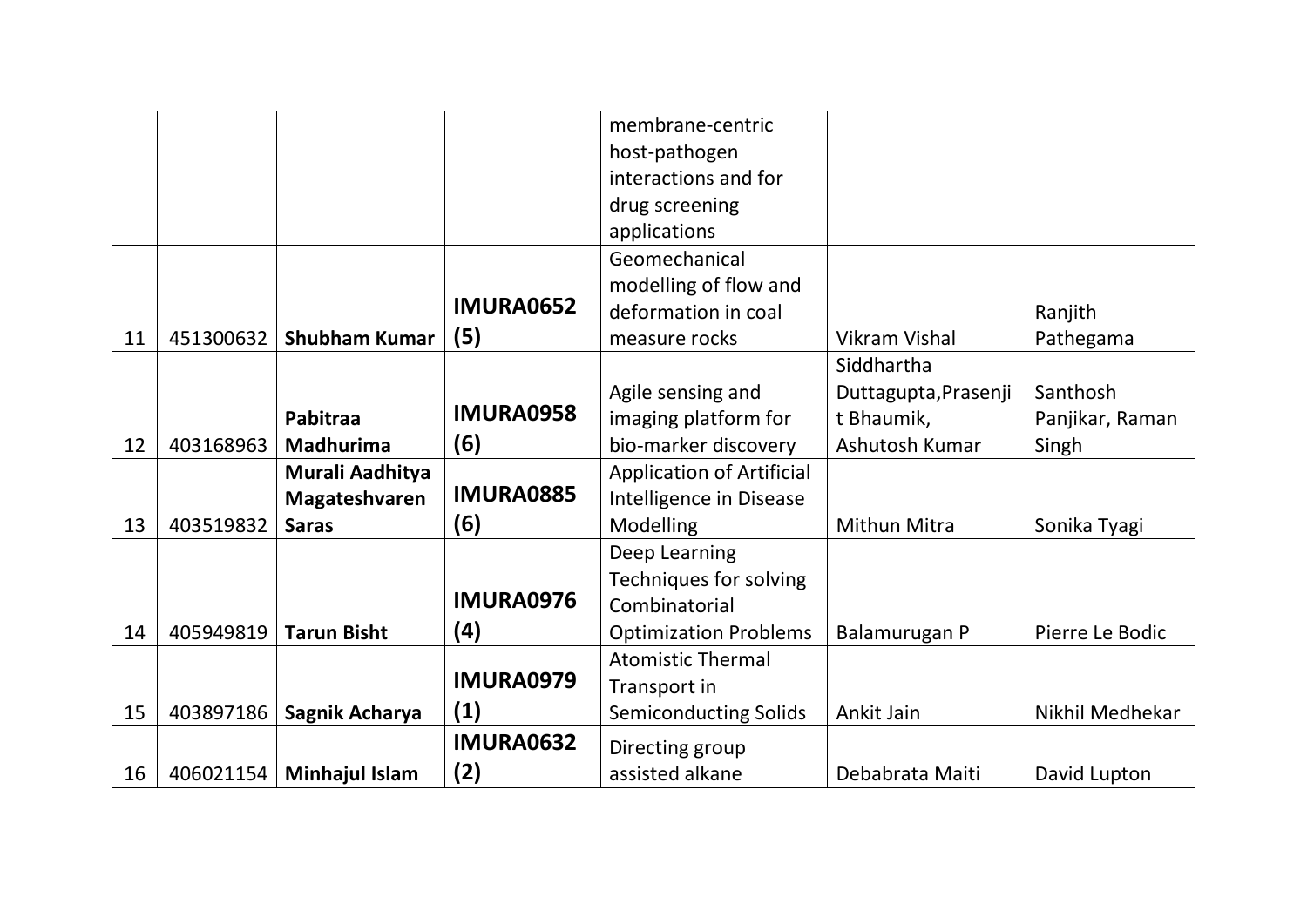| | | | | membrane-centric host-pathogen interactions and for drug screening applications | | |
|---|---|---|---|---|---|---|
| 11 | 451300632 | **Shubham Kumar** | **IMURA0652 (5)** | Geomechanical modelling of flow and deformation in coal measure rocks | Vikram Vishal | Ranjith Pathegama |
| 12 | 403168963 | **Pabitraa Madhurima** | **IMURA0958 (6)** | Agile sensing and imaging platform for bio-marker discovery | Siddhartha Duttagupta,Prasenjit Bhaumik, Ashutosh Kumar | Santhosh Panjikar, Raman Singh |
| 13 | 403519832 | **Murali Aadhitya Magateshvaren Saras** | **IMURA0885 (6)** | Application of Artificial Intelligence in Disease Modelling | Mithun Mitra | Sonika Tyagi |
| 14 | 405949819 | **Tarun Bisht** | **IMURA0976 (4)** | Deep Learning Techniques for solving Combinatorial Optimization Problems | Balamurugan P | Pierre Le Bodic |
| 15 | 403897186 | **Sagnik Acharya** | **IMURA0979 (1)** | Atomistic Thermal Transport in Semiconducting Solids | Ankit Jain | Nikhil Medhekar |
| 16 | 406021154 | **Minhajul Islam** | **IMURA0632 (2)** | Directing group assisted alkane | Debabrata Maiti | David Lupton |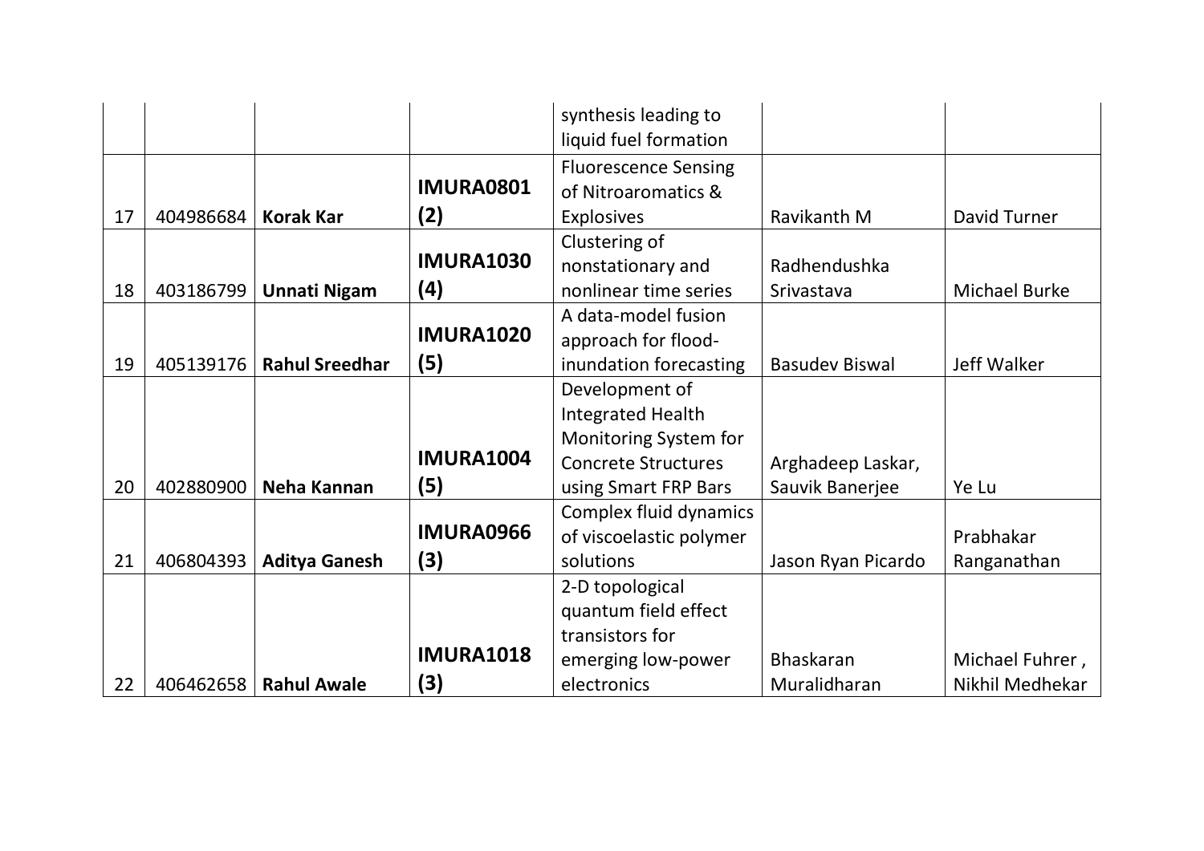|  |  |  |  | synthesis leading to liquid fuel formation |  |  |
|---|---|---|---|---|---|---|
| 17 | 404986684 | **Korak Kar** | **IMURA0801 (2)** | Fluorescence Sensing of Nitroaromatics & Explosives | Ravikanth M | David Turner |
| 18 | 403186799 | **Unnati Nigam** | **IMURA1030 (4)** | Clustering of nonstationary and nonlinear time series | Radhendushka Srivastava | Michael Burke |
| 19 | 405139176 | **Rahul Sreedhar** | **IMURA1020 (5)** | A data-model fusion approach for flood-inundation forecasting | Basudev Biswal | Jeff Walker |
| 20 | 402880900 | **Neha Kannan** | **IMURA1004 (5)** | Development of Integrated Health Monitoring System for Concrete Structures using Smart FRP Bars | Arghadeep Laskar, Sauvik Banerjee | Ye Lu |
| 21 | 406804393 | **Aditya Ganesh** | **IMURA0966 (3)** | Complex fluid dynamics of viscoelastic polymer solutions | Jason Ryan Picardo | Prabhakar Ranganathan |
| 22 | 406462658 | **Rahul Awale** | **IMURA1018 (3)** | 2-D topological quantum field effect transistors for emerging low-power electronics | Bhaskaran Muralidharan | Michael Fuhrer , Nikhil Medhekar |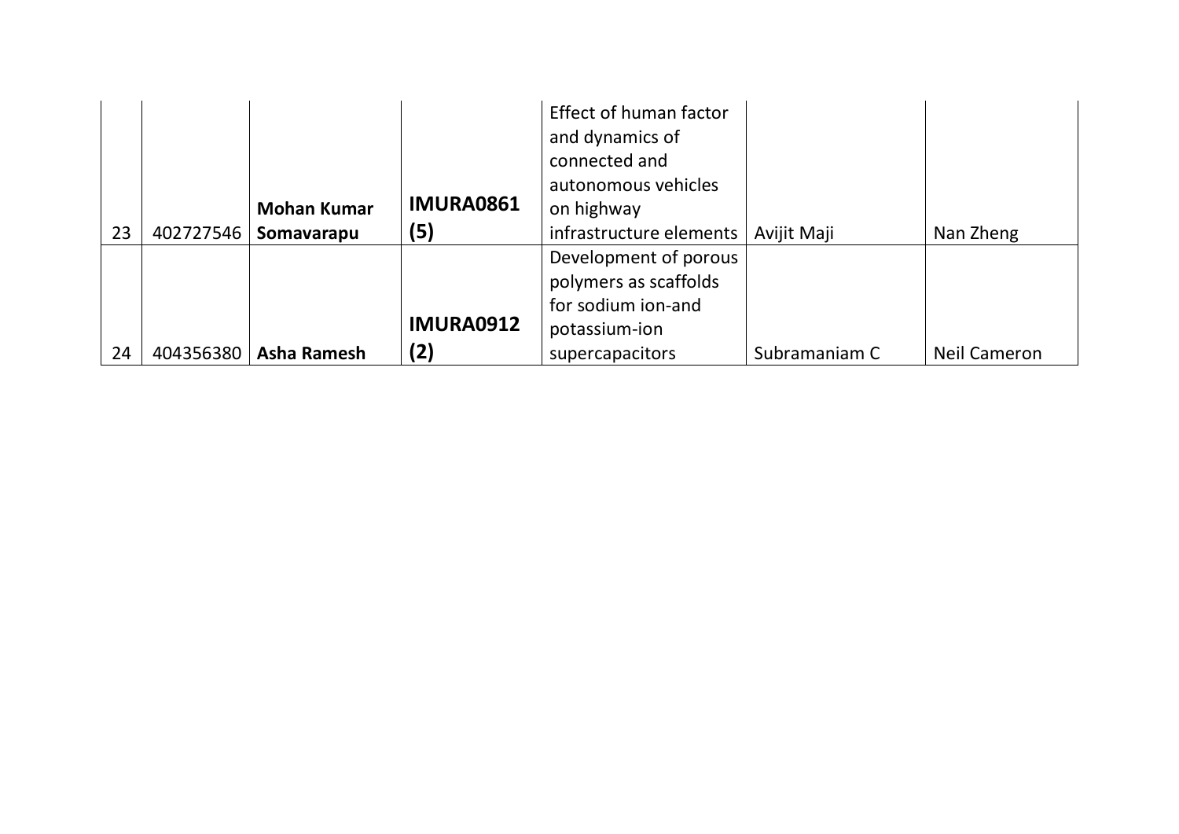| | | | | | | |
|---|---|---|---|---|---|---|
| 23 | 402727546 | **Mohan Kumar Somavarapu** | **IMURA0861 (5)** | Effect of human factor and dynamics of connected and autonomous vehicles on highway infrastructure elements | Avijit Maji | Nan Zheng |
| 24 | 404356380 | **Asha Ramesh** | **IMURA0912 (2)** | Development of porous polymers as scaffolds for sodium ion-and potassium-ion supercapacitors | Subramaniam C | Neil Cameron |